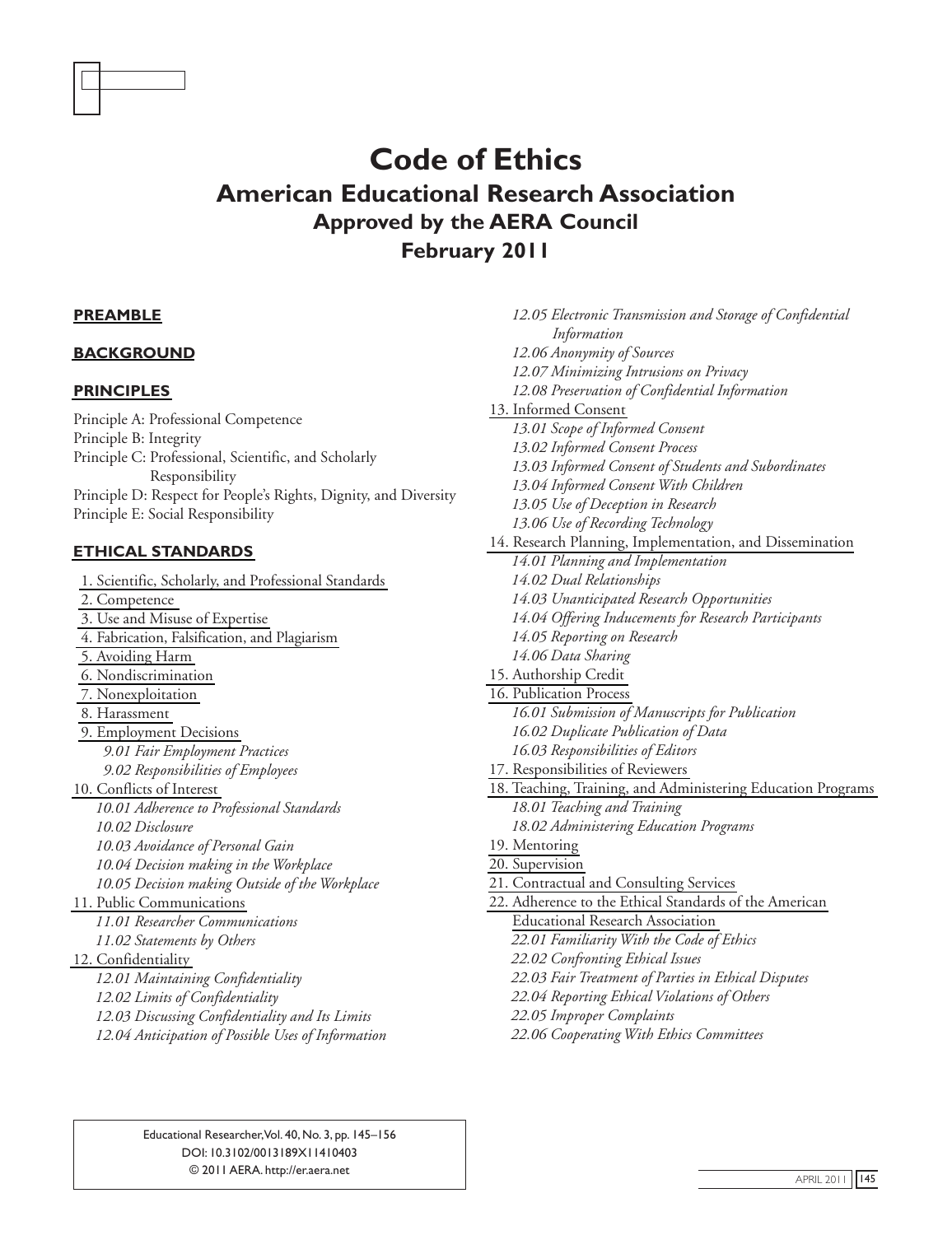# Code of Ethics

## American Educational Research Association

### Approved by the AERA Council

### February 2011

**PREAMBLE**

**BACKGROUND**

**PRINCIPLES**

Principle A: Professional Competence
Principle B: Integrity
Principle C: Professional, Scientific, and Scholarly Responsibility
Principle D: Respect for People's Rights, Dignity, and Diversity
Principle E: Social Responsibility

**ETHICAL STANDARDS**

1. Scientific, Scholarly, and Professional Standards
2. Competence
3. Use and Misuse of Expertise
4. Fabrication, Falsification, and Plagiarism
5. Avoiding Harm
6. Nondiscrimination
7. Nonexploitation
8. Harassment
9. Employment Decisions
   - *9.01 Fair Employment Practices*
   - *9.02 Responsibilities of Employees*
10. Conflicts of Interest
    - *10.01 Adherence to Professional Standards*
    - *10.02 Disclosure*
    - *10.03 Avoidance of Personal Gain*
    - *10.04 Decision making in the Workplace*
    - *10.05 Decision making Outside of the Workplace*
11. Public Communications
    - *11.01 Researcher Communications*
    - *11.02 Statements by Others*
12. Confidentiality
    - *12.01 Maintaining Confidentiality*
    - *12.02 Limits of Confidentiality*
    - *12.03 Discussing Confidentiality and Its Limits*
    - *12.04 Anticipation of Possible Uses of Information*
    - *12.05 Electronic Transmission and Storage of Confidential Information*
    - *12.06 Anonymity of Sources*
    - *12.07 Minimizing Intrusions on Privacy*
    - *12.08 Preservation of Confidential Information*
13. Informed Consent
    - *13.01 Scope of Informed Consent*
    - *13.02 Informed Consent Process*
    - *13.03 Informed Consent of Students and Subordinates*
    - *13.04 Informed Consent With Children*
    - *13.05 Use of Deception in Research*
    - *13.06 Use of Recording Technology*
14. Research Planning, Implementation, and Dissemination
    - *14.01 Planning and Implementation*
    - *14.02 Dual Relationships*
    - *14.03 Unanticipated Research Opportunities*
    - *14.04 Offering Inducements for Research Participants*
    - *14.05 Reporting on Research*
    - *14.06 Data Sharing*
15. Authorship Credit
16. Publication Process
    - *16.01 Submission of Manuscripts for Publication*
    - *16.02 Duplicate Publication of Data*
    - *16.03 Responsibilities of Editors*
17. Responsibilities of Reviewers
18. Teaching, Training, and Administering Education Programs
    - *18.01 Teaching and Training*
    - *18.02 Administering Education Programs*
19. Mentoring
20. Supervision
21. Contractual and Consulting Services
22. Adherence to the Ethical Standards of the American Educational Research Association
    - *22.01 Familiarity With the Code of Ethics*
    - *22.02 Confronting Ethical Issues*
    - *22.03 Fair Treatment of Parties in Ethical Disputes*
    - *22.04 Reporting Ethical Violations of Others*
    - *22.05 Improper Complaints*
    - *22.06 Cooperating With Ethics Committees*

Educational Researcher, Vol. 40, No. 3, pp. 145–156
DOI: 10.3102/0013189X11410403
© 2011 AERA. http://er.aera.net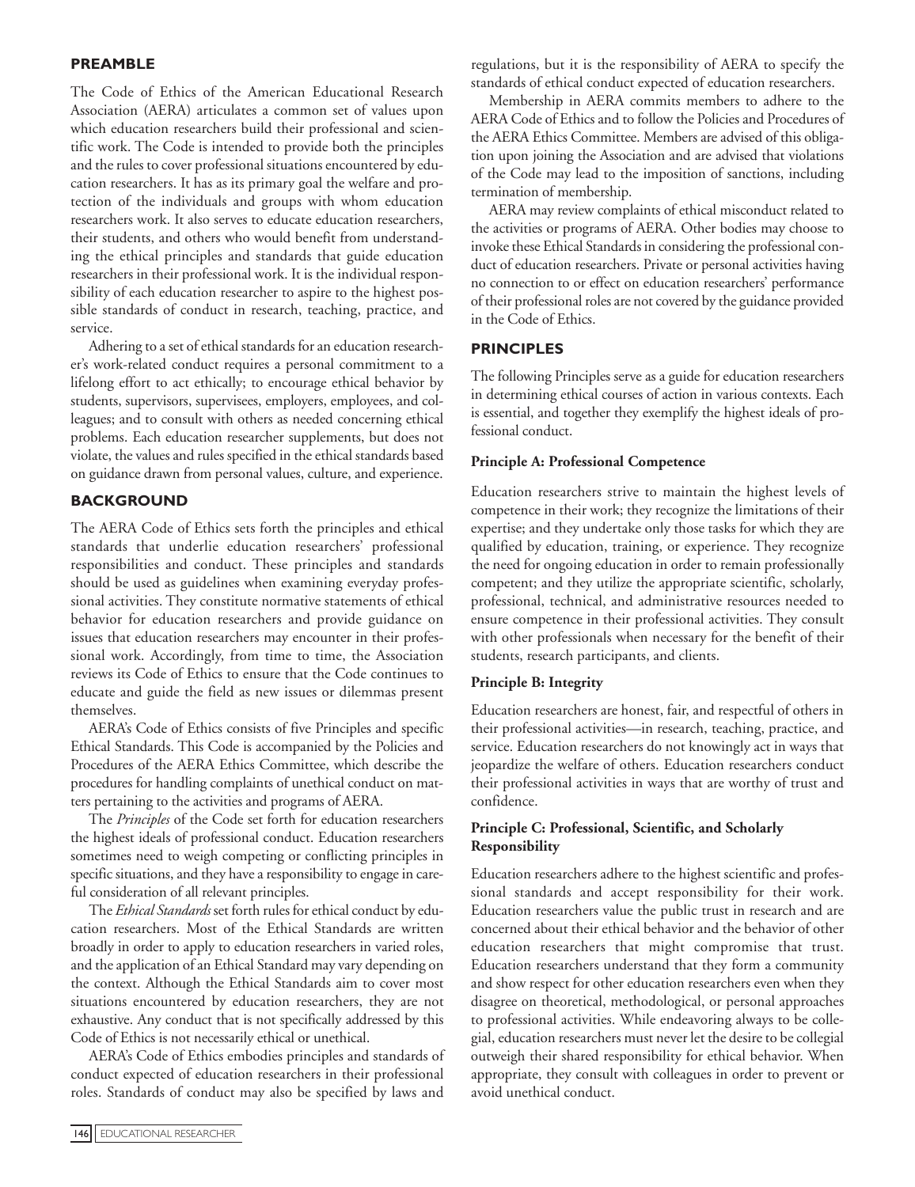## PREAMBLE

The Code of Ethics of the American Educational Research Association (AERA) articulates a common set of values upon which education researchers build their professional and scientific work. The Code is intended to provide both the principles and the rules to cover professional situations encountered by education researchers. It has as its primary goal the welfare and protection of the individuals and groups with whom education researchers work. It also serves to educate education researchers, their students, and others who would benefit from understanding the ethical principles and standards that guide education researchers in their professional work. It is the individual responsibility of each education researcher to aspire to the highest possible standards of conduct in research, teaching, practice, and service.

Adhering to a set of ethical standards for an education researcher's work-related conduct requires a personal commitment to a lifelong effort to act ethically; to encourage ethical behavior by students, supervisors, supervisees, employers, employees, and colleagues; and to consult with others as needed concerning ethical problems. Each education researcher supplements, but does not violate, the values and rules specified in the ethical standards based on guidance drawn from personal values, culture, and experience.

## BACKGROUND

The AERA Code of Ethics sets forth the principles and ethical standards that underlie education researchers' professional responsibilities and conduct. These principles and standards should be used as guidelines when examining everyday professional activities. They constitute normative statements of ethical behavior for education researchers and provide guidance on issues that education researchers may encounter in their professional work. Accordingly, from time to time, the Association reviews its Code of Ethics to ensure that the Code continues to educate and guide the field as new issues or dilemmas present themselves.

AERA's Code of Ethics consists of five Principles and specific Ethical Standards. This Code is accompanied by the Policies and Procedures of the AERA Ethics Committee, which describe the procedures for handling complaints of unethical conduct on matters pertaining to the activities and programs of AERA.

The *Principles* of the Code set forth for education researchers the highest ideals of professional conduct. Education researchers sometimes need to weigh competing or conflicting principles in specific situations, and they have a responsibility to engage in careful consideration of all relevant principles.

The *Ethical Standards* set forth rules for ethical conduct by education researchers. Most of the Ethical Standards are written broadly in order to apply to education researchers in varied roles, and the application of an Ethical Standard may vary depending on the context. Although the Ethical Standards aim to cover most situations encountered by education researchers, they are not exhaustive. Any conduct that is not specifically addressed by this Code of Ethics is not necessarily ethical or unethical.

AERA's Code of Ethics embodies principles and standards of conduct expected of education researchers in their professional roles. Standards of conduct may also be specified by laws and regulations, but it is the responsibility of AERA to specify the standards of ethical conduct expected of education researchers.

Membership in AERA commits members to adhere to the AERA Code of Ethics and to follow the Policies and Procedures of the AERA Ethics Committee. Members are advised of this obligation upon joining the Association and are advised that violations of the Code may lead to the imposition of sanctions, including termination of membership.

AERA may review complaints of ethical misconduct related to the activities or programs of AERA. Other bodies may choose to invoke these Ethical Standards in considering the professional conduct of education researchers. Private or personal activities having no connection to or effect on education researchers' performance of their professional roles are not covered by the guidance provided in the Code of Ethics.

## PRINCIPLES

The following Principles serve as a guide for education researchers in determining ethical courses of action in various contexts. Each is essential, and together they exemplify the highest ideals of professional conduct.

### Principle A: Professional Competence

Education researchers strive to maintain the highest levels of competence in their work; they recognize the limitations of their expertise; and they undertake only those tasks for which they are qualified by education, training, or experience. They recognize the need for ongoing education in order to remain professionally competent; and they utilize the appropriate scientific, scholarly, professional, technical, and administrative resources needed to ensure competence in their professional activities. They consult with other professionals when necessary for the benefit of their students, research participants, and clients.

### Principle B: Integrity

Education researchers are honest, fair, and respectful of others in their professional activities—in research, teaching, practice, and service. Education researchers do not knowingly act in ways that jeopardize the welfare of others. Education researchers conduct their professional activities in ways that are worthy of trust and confidence.

### Principle C: Professional, Scientific, and Scholarly Responsibility

Education researchers adhere to the highest scientific and professional standards and accept responsibility for their work. Education researchers value the public trust in research and are concerned about their ethical behavior and the behavior of other education researchers that might compromise that trust. Education researchers understand that they form a community and show respect for other education researchers even when they disagree on theoretical, methodological, or personal approaches to professional activities. While endeavoring always to be collegial, education researchers must never let the desire to be collegial outweigh their shared responsibility for ethical behavior. When appropriate, they consult with colleagues in order to prevent or avoid unethical conduct.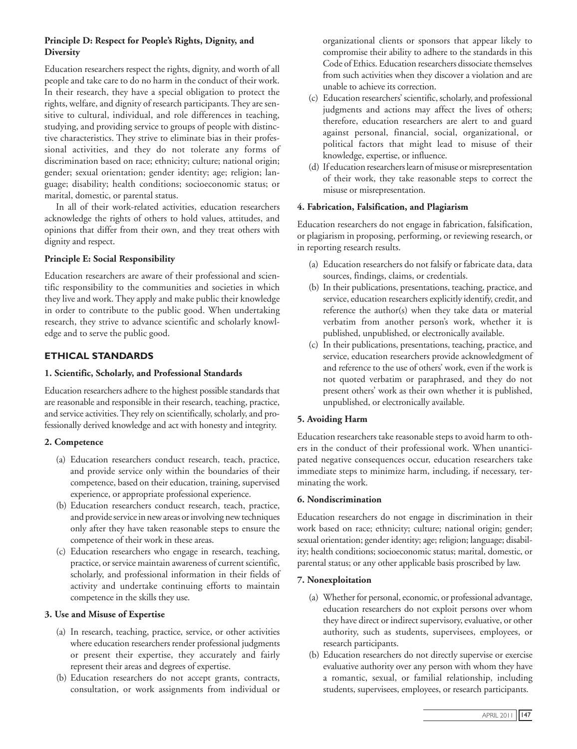**Principle D: Respect for People's Rights, Dignity, and Diversity**

Education researchers respect the rights, dignity, and worth of all people and take care to do no harm in the conduct of their work. In their research, they have a special obligation to protect the rights, welfare, and dignity of research participants. They are sensitive to cultural, individual, and role differences in teaching, studying, and providing service to groups of people with distinctive characteristics. They strive to eliminate bias in their professional activities, and they do not tolerate any forms of discrimination based on race; ethnicity; culture; national origin; gender; sexual orientation; gender identity; age; religion; language; disability; health conditions; socioeconomic status; or marital, domestic, or parental status.

In all of their work-related activities, education researchers acknowledge the rights of others to hold values, attitudes, and opinions that differ from their own, and they treat others with dignity and respect.

**Principle E: Social Responsibility**

Education researchers are aware of their professional and scientific responsibility to the communities and societies in which they live and work. They apply and make public their knowledge in order to contribute to the public good. When undertaking research, they strive to advance scientific and scholarly knowledge and to serve the public good.

## ETHICAL STANDARDS

### 1. Scientific, Scholarly, and Professional Standards

Education researchers adhere to the highest possible standards that are reasonable and responsible in their research, teaching, practice, and service activities. They rely on scientifically, scholarly, and professionally derived knowledge and act with honesty and integrity.

### 2. Competence

(a) Education researchers conduct research, teach, practice, and provide service only within the boundaries of their competence, based on their education, training, supervised experience, or appropriate professional experience.

(b) Education researchers conduct research, teach, practice, and provide service in new areas or involving new techniques only after they have taken reasonable steps to ensure the competence of their work in these areas.

(c) Education researchers who engage in research, teaching, practice, or service maintain awareness of current scientific, scholarly, and professional information in their fields of activity and undertake continuing efforts to maintain competence in the skills they use.

### 3. Use and Misuse of Expertise

(a) In research, teaching, practice, service, or other activities where education researchers render professional judgments or present their expertise, they accurately and fairly represent their areas and degrees of expertise.

(b) Education researchers do not accept grants, contracts, consultation, or work assignments from individual or organizational clients or sponsors that appear likely to compromise their ability to adhere to the standards in this Code of Ethics. Education researchers dissociate themselves from such activities when they discover a violation and are unable to achieve its correction.

(c) Education researchers' scientific, scholarly, and professional judgments and actions may affect the lives of others; therefore, education researchers are alert to and guard against personal, financial, social, organizational, or political factors that might lead to misuse of their knowledge, expertise, or influence.

(d) If education researchers learn of misuse or misrepresentation of their work, they take reasonable steps to correct the misuse or misrepresentation.

### 4. Fabrication, Falsification, and Plagiarism

Education researchers do not engage in fabrication, falsification, or plagiarism in proposing, performing, or reviewing research, or in reporting research results.

(a) Education researchers do not falsify or fabricate data, data sources, findings, claims, or credentials.

(b) In their publications, presentations, teaching, practice, and service, education researchers explicitly identify, credit, and reference the author(s) when they take data or material verbatim from another person's work, whether it is published, unpublished, or electronically available.

(c) In their publications, presentations, teaching, practice, and service, education researchers provide acknowledgment of and reference to the use of others' work, even if the work is not quoted verbatim or paraphrased, and they do not present others' work as their own whether it is published, unpublished, or electronically available.

### 5. Avoiding Harm

Education researchers take reasonable steps to avoid harm to others in the conduct of their professional work. When unanticipated negative consequences occur, education researchers take immediate steps to minimize harm, including, if necessary, terminating the work.

### 6. Nondiscrimination

Education researchers do not engage in discrimination in their work based on race; ethnicity; culture; national origin; gender; sexual orientation; gender identity; age; religion; language; disability; health conditions; socioeconomic status; marital, domestic, or parental status; or any other applicable basis proscribed by law.

### 7. Nonexploitation

(a) Whether for personal, economic, or professional advantage, education researchers do not exploit persons over whom they have direct or indirect supervisory, evaluative, or other authority, such as students, supervisees, employees, or research participants.

(b) Education researchers do not directly supervise or exercise evaluative authority over any person with whom they have a romantic, sexual, or familial relationship, including students, supervisees, employees, or research participants.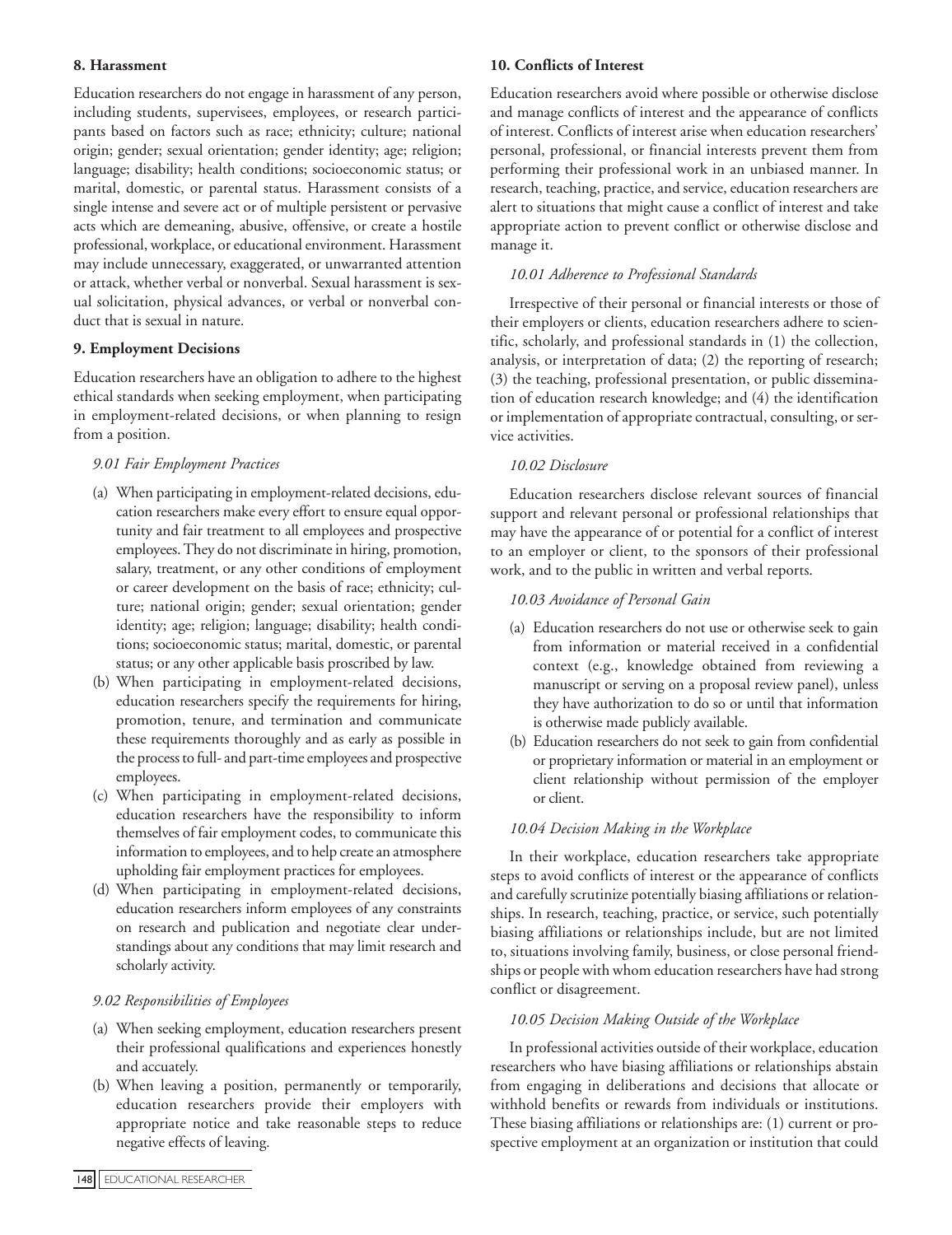**8. Harassment**

Education researchers do not engage in harassment of any person, including students, supervisees, employees, or research participants based on factors such as race; ethnicity; culture; national origin; gender; sexual orientation; gender identity; age; religion; language; disability; health conditions; socioeconomic status; or marital, domestic, or parental status. Harassment consists of a single intense and severe act or of multiple persistent or pervasive acts which are demeaning, abusive, offensive, or create a hostile professional, workplace, or educational environment. Harassment may include unnecessary, exaggerated, or unwarranted attention or attack, whether verbal or nonverbal. Sexual harassment is sexual solicitation, physical advances, or verbal or nonverbal conduct that is sexual in nature.

**9. Employment Decisions**

Education researchers have an obligation to adhere to the highest ethical standards when seeking employment, when participating in employment-related decisions, or when planning to resign from a position.

*9.01 Fair Employment Practices*

(a) When participating in employment-related decisions, education researchers make every effort to ensure equal opportunity and fair treatment to all employees and prospective employees. They do not discriminate in hiring, promotion, salary, treatment, or any other conditions of employment or career development on the basis of race; ethnicity; culture; national origin; gender; sexual orientation; gender identity; age; religion; language; disability; health conditions; socioeconomic status; marital, domestic, or parental status; or any other applicable basis proscribed by law.
(b) When participating in employment-related decisions, education researchers specify the requirements for hiring, promotion, tenure, and termination and communicate these requirements thoroughly and as early as possible in the process to full- and part-time employees and prospective employees.
(c) When participating in employment-related decisions, education researchers have the responsibility to inform themselves of fair employment codes, to communicate this information to employees, and to help create an atmosphere upholding fair employment practices for employees.
(d) When participating in employment-related decisions, education researchers inform employees of any constraints on research and publication and negotiate clear understandings about any conditions that may limit research and scholarly activity.

*9.02 Responsibilities of Employees*

(a) When seeking employment, education researchers present their professional qualifications and experiences honestly and accuately.
(b) When leaving a position, permanently or temporarily, education researchers provide their employers with appropriate notice and take reasonable steps to reduce negative effects of leaving.

**10. Conflicts of Interest**

Education researchers avoid where possible or otherwise disclose and manage conflicts of interest and the appearance of conflicts of interest. Conflicts of interest arise when education researchers' personal, professional, or financial interests prevent them from performing their professional work in an unbiased manner. In research, teaching, practice, and service, education researchers are alert to situations that might cause a conflict of interest and take appropriate action to prevent conflict or otherwise disclose and manage it.

*10.01 Adherence to Professional Standards*

Irrespective of their personal or financial interests or those of their employers or clients, education researchers adhere to scientific, scholarly, and professional standards in (1) the collection, analysis, or interpretation of data; (2) the reporting of research; (3) the teaching, professional presentation, or public dissemination of education research knowledge; and (4) the identification or implementation of appropriate contractual, consulting, or service activities.

*10.02 Disclosure*

Education researchers disclose relevant sources of financial support and relevant personal or professional relationships that may have the appearance of or potential for a conflict of interest to an employer or client, to the sponsors of their professional work, and to the public in written and verbal reports.

*10.03 Avoidance of Personal Gain*

(a) Education researchers do not use or otherwise seek to gain from information or material received in a confidential context (e.g., knowledge obtained from reviewing a manuscript or serving on a proposal review panel), unless they have authorization to do so or until that information is otherwise made publicly available.
(b) Education researchers do not seek to gain from confidential or proprietary information or material in an employment or client relationship without permission of the employer or client.

*10.04 Decision Making in the Workplace*

In their workplace, education researchers take appropriate steps to avoid conflicts of interest or the appearance of conflicts and carefully scrutinize potentially biasing affiliations or relationships. In research, teaching, practice, or service, such potentially biasing affiliations or relationships include, but are not limited to, situations involving family, business, or close personal friendships or people with whom education researchers have had strong conflict or disagreement.

*10.05 Decision Making Outside of the Workplace*

In professional activities outside of their workplace, education researchers who have biasing affiliations or relationships abstain from engaging in deliberations and decisions that allocate or withhold benefits or rewards from individuals or institutions. These biasing affiliations or relationships are: (1) current or prospective employment at an organization or institution that could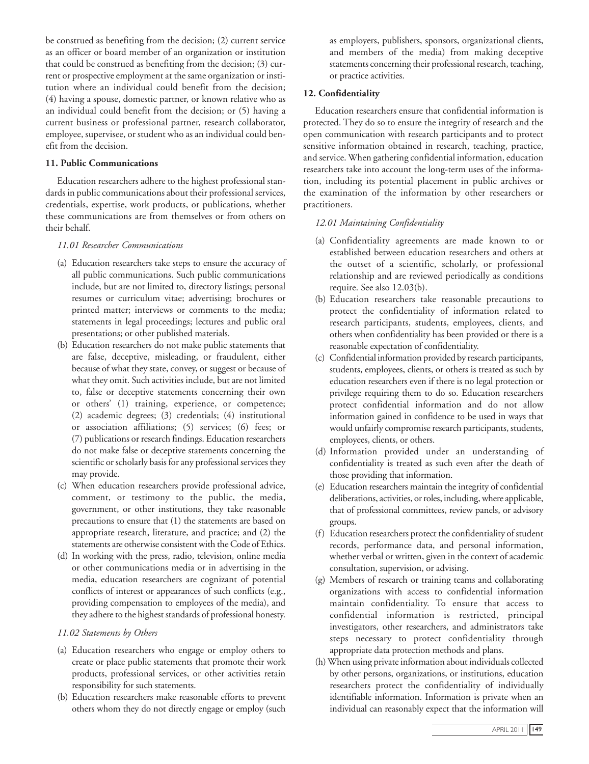be construed as benefiting from the decision; (2) current service as an officer or board member of an organization or institution that could be construed as benefiting from the decision; (3) current or prospective employment at the same organization or institution where an individual could benefit from the decision; (4) having a spouse, domestic partner, or known relative who as an individual could benefit from the decision; or (5) having a current business or professional partner, research collaborator, employee, supervisee, or student who as an individual could benefit from the decision.

**11. Public Communications**

Education researchers adhere to the highest professional standards in public communications about their professional services, credentials, expertise, work products, or publications, whether these communications are from themselves or from others on their behalf.

*11.01 Researcher Communications*

(a) Education researchers take steps to ensure the accuracy of all public communications. Such public communications include, but are not limited to, directory listings; personal resumes or curriculum vitae; advertising; brochures or printed matter; interviews or comments to the media; statements in legal proceedings; lectures and public oral presentations; or other published materials.

(b) Education researchers do not make public statements that are false, deceptive, misleading, or fraudulent, either because of what they state, convey, or suggest or because of what they omit. Such activities include, but are not limited to, false or deceptive statements concerning their own or others' (1) training, experience, or competence; (2) academic degrees; (3) credentials; (4) institutional or association affiliations; (5) services; (6) fees; or (7) publications or research findings. Education researchers do not make false or deceptive statements concerning the scientific or scholarly basis for any professional services they may provide.

(c) When education researchers provide professional advice, comment, or testimony to the public, the media, government, or other institutions, they take reasonable precautions to ensure that (1) the statements are based on appropriate research, literature, and practice; and (2) the statements are otherwise consistent with the Code of Ethics.

(d) In working with the press, radio, television, online media or other communications media or in advertising in the media, education researchers are cognizant of potential conflicts of interest or appearances of such conflicts (e.g., providing compensation to employees of the media), and they adhere to the highest standards of professional honesty.

*11.02 Statements by Others*

(a) Education researchers who engage or employ others to create or place public statements that promote their work products, professional services, or other activities retain responsibility for such statements.

(b) Education researchers make reasonable efforts to prevent others whom they do not directly engage or employ (such as employers, publishers, sponsors, organizational clients, and members of the media) from making deceptive statements concerning their professional research, teaching, or practice activities.

**12. Confidentiality**

Education researchers ensure that confidential information is protected. They do so to ensure the integrity of research and the open communication with research participants and to protect sensitive information obtained in research, teaching, practice, and service. When gathering confidential information, education researchers take into account the long-term uses of the information, including its potential placement in public archives or the examination of the information by other researchers or practitioners.

*12.01 Maintaining Confidentiality*

(a) Confidentiality agreements are made known to or established between education researchers and others at the outset of a scientific, scholarly, or professional relationship and are reviewed periodically as conditions require. See also 12.03(b).

(b) Education researchers take reasonable precautions to protect the confidentiality of information related to research participants, students, employees, clients, and others when confidentiality has been provided or there is a reasonable expectation of confidentiality.

(c) Confidential information provided by research participants, students, employees, clients, or others is treated as such by education researchers even if there is no legal protection or privilege requiring them to do so. Education researchers protect confidential information and do not allow information gained in confidence to be used in ways that would unfairly compromise research participants, students, employees, clients, or others.

(d) Information provided under an understanding of confidentiality is treated as such even after the death of those providing that information.

(e) Education researchers maintain the integrity of confidential deliberations, activities, or roles, including, where applicable, that of professional committees, review panels, or advisory groups.

(f) Education researchers protect the confidentiality of student records, performance data, and personal information, whether verbal or written, given in the context of academic consultation, supervision, or advising.

(g) Members of research or training teams and collaborating organizations with access to confidential information maintain confidentiality. To ensure that access to confidential information is restricted, principal investigators, other researchers, and administrators take steps necessary to protect confidentiality through appropriate data protection methods and plans.

(h) When using private information about individuals collected by other persons, organizations, or institutions, education researchers protect the confidentiality of individually identifiable information. Information is private when an individual can reasonably expect that the information will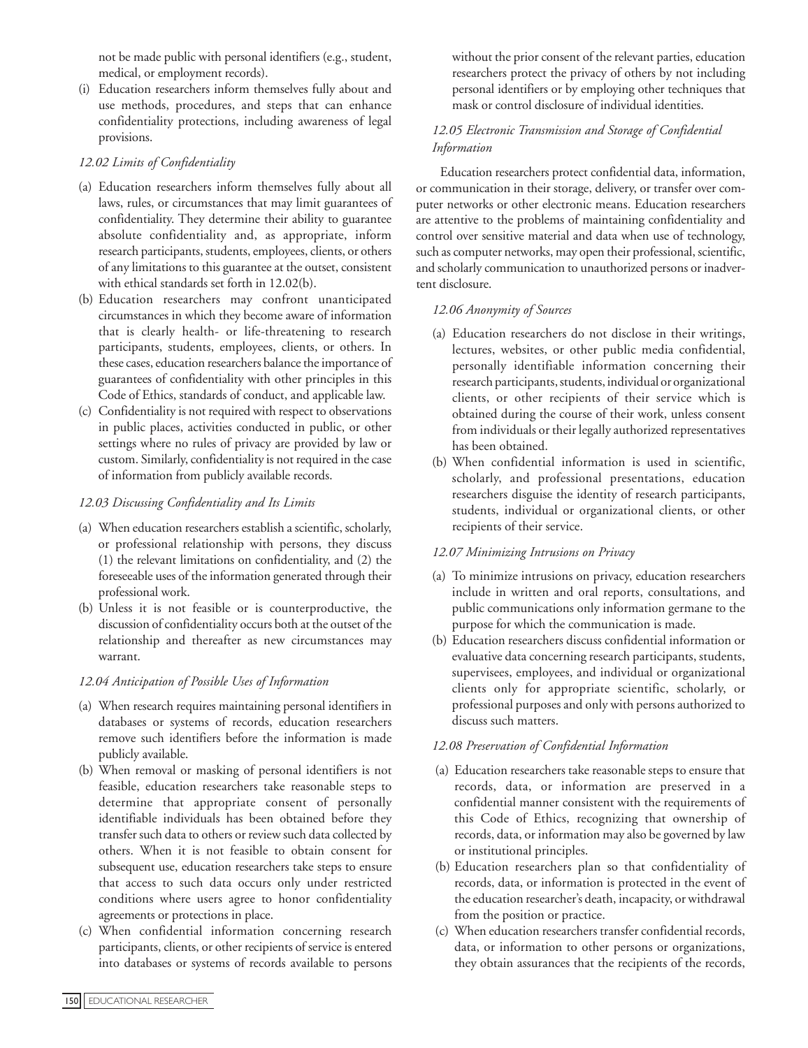not be made public with personal identifiers (e.g., student, medical, or employment records).

(i) Education researchers inform themselves fully about and use methods, procedures, and steps that can enhance confidentiality protections, including awareness of legal provisions.

*12.02 Limits of Confidentiality*

(a) Education researchers inform themselves fully about all laws, rules, or circumstances that may limit guarantees of confidentiality. They determine their ability to guarantee absolute confidentiality and, as appropriate, inform research participants, students, employees, clients, or others of any limitations to this guarantee at the outset, consistent with ethical standards set forth in 12.02(b).

(b) Education researchers may confront unanticipated circumstances in which they become aware of information that is clearly health- or life-threatening to research participants, students, employees, clients, or others. In these cases, education researchers balance the importance of guarantees of confidentiality with other principles in this Code of Ethics, standards of conduct, and applicable law.

(c) Confidentiality is not required with respect to observations in public places, activities conducted in public, or other settings where no rules of privacy are provided by law or custom. Similarly, confidentiality is not required in the case of information from publicly available records.

*12.03 Discussing Confidentiality and Its Limits*

(a) When education researchers establish a scientific, scholarly, or professional relationship with persons, they discuss (1) the relevant limitations on confidentiality, and (2) the foreseeable uses of the information generated through their professional work.

(b) Unless it is not feasible or is counterproductive, the discussion of confidentiality occurs both at the outset of the relationship and thereafter as new circumstances may warrant.

*12.04 Anticipation of Possible Uses of Information*

(a) When research requires maintaining personal identifiers in databases or systems of records, education researchers remove such identifiers before the information is made publicly available.

(b) When removal or masking of personal identifiers is not feasible, education researchers take reasonable steps to determine that appropriate consent of personally identifiable individuals has been obtained before they transfer such data to others or review such data collected by others. When it is not feasible to obtain consent for subsequent use, education researchers take steps to ensure that access to such data occurs only under restricted conditions where users agree to honor confidentiality agreements or protections in place.

(c) When confidential information concerning research participants, clients, or other recipients of service is entered into databases or systems of records available to persons without the prior consent of the relevant parties, education researchers protect the privacy of others by not including personal identifiers or by employing other techniques that mask or control disclosure of individual identities.

*12.05 Electronic Transmission and Storage of Confidential Information*

Education researchers protect confidential data, information, or communication in their storage, delivery, or transfer over computer networks or other electronic means. Education researchers are attentive to the problems of maintaining confidentiality and control over sensitive material and data when use of technology, such as computer networks, may open their professional, scientific, and scholarly communication to unauthorized persons or inadvertent disclosure.

*12.06 Anonymity of Sources*

(a) Education researchers do not disclose in their writings, lectures, websites, or other public media confidential, personally identifiable information concerning their research participants, students, individual or organizational clients, or other recipients of their service which is obtained during the course of their work, unless consent from individuals or their legally authorized representatives has been obtained.

(b) When confidential information is used in scientific, scholarly, and professional presentations, education researchers disguise the identity of research participants, students, individual or organizational clients, or other recipients of their service.

*12.07 Minimizing Intrusions on Privacy*

(a) To minimize intrusions on privacy, education researchers include in written and oral reports, consultations, and public communications only information germane to the purpose for which the communication is made.

(b) Education researchers discuss confidential information or evaluative data concerning research participants, students, supervisees, employees, and individual or organizational clients only for appropriate scientific, scholarly, or professional purposes and only with persons authorized to discuss such matters.

*12.08 Preservation of Confidential Information*

(a) Education researchers take reasonable steps to ensure that records, data, or information are preserved in a confidential manner consistent with the requirements of this Code of Ethics, recognizing that ownership of records, data, or information may also be governed by law or institutional principles.

(b) Education researchers plan so that confidentiality of records, data, or information is protected in the event of the education researcher's death, incapacity, or withdrawal from the position or practice.

(c) When education researchers transfer confidential records, data, or information to other persons or organizations, they obtain assurances that the recipients of the records,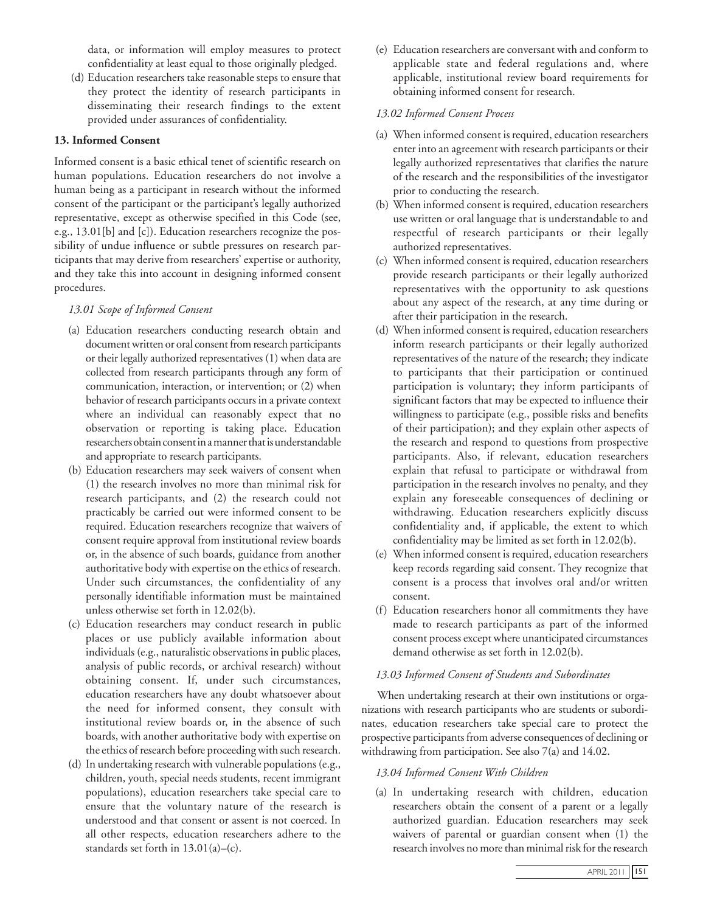data, or information will employ measures to protect confidentiality at least equal to those originally pledged.

(d) Education researchers take reasonable steps to ensure that they protect the identity of research participants in disseminating their research findings to the extent provided under assurances of confidentiality.

**13. Informed Consent**

Informed consent is a basic ethical tenet of scientific research on human populations. Education researchers do not involve a human being as a participant in research without the informed consent of the participant or the participant's legally authorized representative, except as otherwise specified in this Code (see, e.g., 13.01[b] and [c]). Education researchers recognize the possibility of undue influence or subtle pressures on research participants that may derive from researchers' expertise or authority, and they take this into account in designing informed consent procedures.

*13.01 Scope of Informed Consent*

(a) Education researchers conducting research obtain and document written or oral consent from research participants or their legally authorized representatives (1) when data are collected from research participants through any form of communication, interaction, or intervention; or (2) when behavior of research participants occurs in a private context where an individual can reasonably expect that no observation or reporting is taking place. Education researchers obtain consent in a manner that is understandable and appropriate to research participants.

(b) Education researchers may seek waivers of consent when (1) the research involves no more than minimal risk for research participants, and (2) the research could not practicably be carried out were informed consent to be required. Education researchers recognize that waivers of consent require approval from institutional review boards or, in the absence of such boards, guidance from another authoritative body with expertise on the ethics of research. Under such circumstances, the confidentiality of any personally identifiable information must be maintained unless otherwise set forth in 12.02(b).

(c) Education researchers may conduct research in public places or use publicly available information about individuals (e.g., naturalistic observations in public places, analysis of public records, or archival research) without obtaining consent. If, under such circumstances, education researchers have any doubt whatsoever about the need for informed consent, they consult with institutional review boards or, in the absence of such boards, with another authoritative body with expertise on the ethics of research before proceeding with such research.

(d) In undertaking research with vulnerable populations (e.g., children, youth, special needs students, recent immigrant populations), education researchers take special care to ensure that the voluntary nature of the research is understood and that consent or assent is not coerced. In all other respects, education researchers adhere to the standards set forth in 13.01(a)–(c).

(e) Education researchers are conversant with and conform to applicable state and federal regulations and, where applicable, institutional review board requirements for obtaining informed consent for research.

*13.02 Informed Consent Process*

(a) When informed consent is required, education researchers enter into an agreement with research participants or their legally authorized representatives that clarifies the nature of the research and the responsibilities of the investigator prior to conducting the research.

(b) When informed consent is required, education researchers use written or oral language that is understandable to and respectful of research participants or their legally authorized representatives.

(c) When informed consent is required, education researchers provide research participants or their legally authorized representatives with the opportunity to ask questions about any aspect of the research, at any time during or after their participation in the research.

(d) When informed consent is required, education researchers inform research participants or their legally authorized representatives of the nature of the research; they indicate to participants that their participation or continued participation is voluntary; they inform participants of significant factors that may be expected to influence their willingness to participate (e.g., possible risks and benefits of their participation); and they explain other aspects of the research and respond to questions from prospective participants. Also, if relevant, education researchers explain that refusal to participate or withdrawal from participation in the research involves no penalty, and they explain any foreseeable consequences of declining or withdrawing. Education researchers explicitly discuss confidentiality and, if applicable, the extent to which confidentiality may be limited as set forth in 12.02(b).

(e) When informed consent is required, education researchers keep records regarding said consent. They recognize that consent is a process that involves oral and/or written consent.

(f) Education researchers honor all commitments they have made to research participants as part of the informed consent process except where unanticipated circumstances demand otherwise as set forth in 12.02(b).

*13.03 Informed Consent of Students and Subordinates*

When undertaking research at their own institutions or organizations with research participants who are students or subordinates, education researchers take special care to protect the prospective participants from adverse consequences of declining or withdrawing from participation. See also 7(a) and 14.02.

*13.04 Informed Consent With Children*

(a) In undertaking research with children, education researchers obtain the consent of a parent or a legally authorized guardian. Education researchers may seek waivers of parental or guardian consent when (1) the research involves no more than minimal risk for the research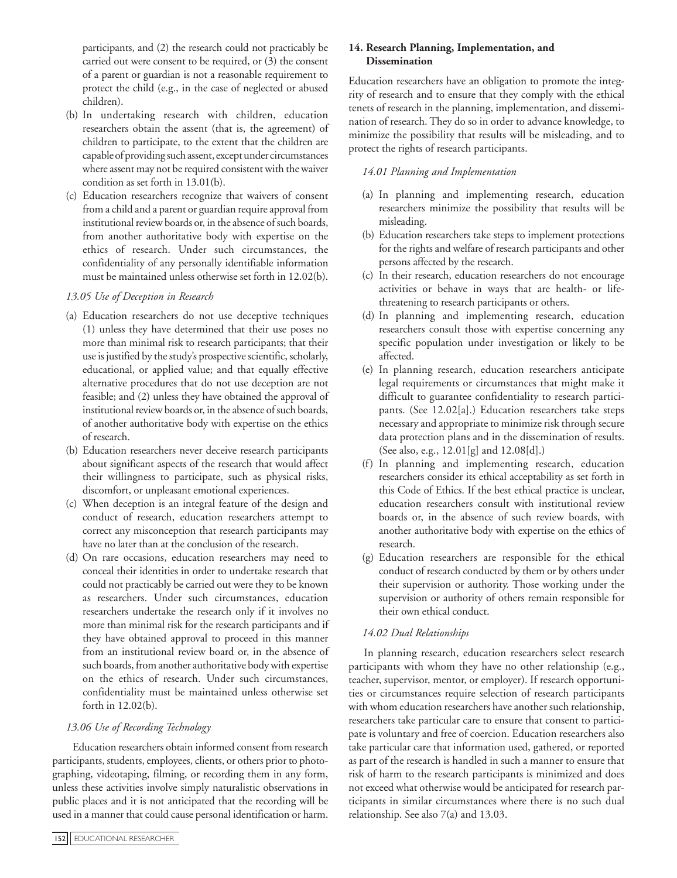participants, and (2) the research could not practicably be carried out were consent to be required, or (3) the consent of a parent or guardian is not a reasonable requirement to protect the child (e.g., in the case of neglected or abused children).

(b) In undertaking research with children, education researchers obtain the assent (that is, the agreement) of children to participate, to the extent that the children are capable of providing such assent, except under circumstances where assent may not be required consistent with the waiver condition as set forth in 13.01(b).

(c) Education researchers recognize that waivers of consent from a child and a parent or guardian require approval from institutional review boards or, in the absence of such boards, from another authoritative body with expertise on the ethics of research. Under such circumstances, the confidentiality of any personally identifiable information must be maintained unless otherwise set forth in 12.02(b).

*13.05 Use of Deception in Research*

(a) Education researchers do not use deceptive techniques (1) unless they have determined that their use poses no more than minimal risk to research participants; that their use is justified by the study's prospective scientific, scholarly, educational, or applied value; and that equally effective alternative procedures that do not use deception are not feasible; and (2) unless they have obtained the approval of institutional review boards or, in the absence of such boards, of another authoritative body with expertise on the ethics of research.

(b) Education researchers never deceive research participants about significant aspects of the research that would affect their willingness to participate, such as physical risks, discomfort, or unpleasant emotional experiences.

(c) When deception is an integral feature of the design and conduct of research, education researchers attempt to correct any misconception that research participants may have no later than at the conclusion of the research.

(d) On rare occasions, education researchers may need to conceal their identities in order to undertake research that could not practicably be carried out were they to be known as researchers. Under such circumstances, education researchers undertake the research only if it involves no more than minimal risk for the research participants and if they have obtained approval to proceed in this manner from an institutional review board or, in the absence of such boards, from another authoritative body with expertise on the ethics of research. Under such circumstances, confidentiality must be maintained unless otherwise set forth in 12.02(b).

*13.06 Use of Recording Technology*

Education researchers obtain informed consent from research participants, students, employees, clients, or others prior to photographing, videotaping, filming, or recording them in any form, unless these activities involve simply naturalistic observations in public places and it is not anticipated that the recording will be used in a manner that could cause personal identification or harm.

**14. Research Planning, Implementation, and Dissemination**

Education researchers have an obligation to promote the integrity of research and to ensure that they comply with the ethical tenets of research in the planning, implementation, and dissemination of research. They do so in order to advance knowledge, to minimize the possibility that results will be misleading, and to protect the rights of research participants.

*14.01 Planning and Implementation*

(a) In planning and implementing research, education researchers minimize the possibility that results will be misleading.

(b) Education researchers take steps to implement protections for the rights and welfare of research participants and other persons affected by the research.

(c) In their research, education researchers do not encourage activities or behave in ways that are health- or life-threatening to research participants or others.

(d) In planning and implementing research, education researchers consult those with expertise concerning any specific population under investigation or likely to be affected.

(e) In planning research, education researchers anticipate legal requirements or circumstances that might make it difficult to guarantee confidentiality to research participants. (See 12.02[a].) Education researchers take steps necessary and appropriate to minimize risk through secure data protection plans and in the dissemination of results. (See also, e.g., 12.01[g] and 12.08[d].)

(f) In planning and implementing research, education researchers consider its ethical acceptability as set forth in this Code of Ethics. If the best ethical practice is unclear, education researchers consult with institutional review boards or, in the absence of such review boards, with another authoritative body with expertise on the ethics of research.

(g) Education researchers are responsible for the ethical conduct of research conducted by them or by others under their supervision or authority. Those working under the supervision or authority of others remain responsible for their own ethical conduct.

*14.02 Dual Relationships*

In planning research, education researchers select research participants with whom they have no other relationship (e.g., teacher, supervisor, mentor, or employer). If research opportunities or circumstances require selection of research participants with whom education researchers have another such relationship, researchers take particular care to ensure that consent to participate is voluntary and free of coercion. Education researchers also take particular care that information used, gathered, or reported as part of the research is handled in such a manner to ensure that risk of harm to the research participants is minimized and does not exceed what otherwise would be anticipated for research participants in similar circumstances where there is no such dual relationship. See also 7(a) and 13.03.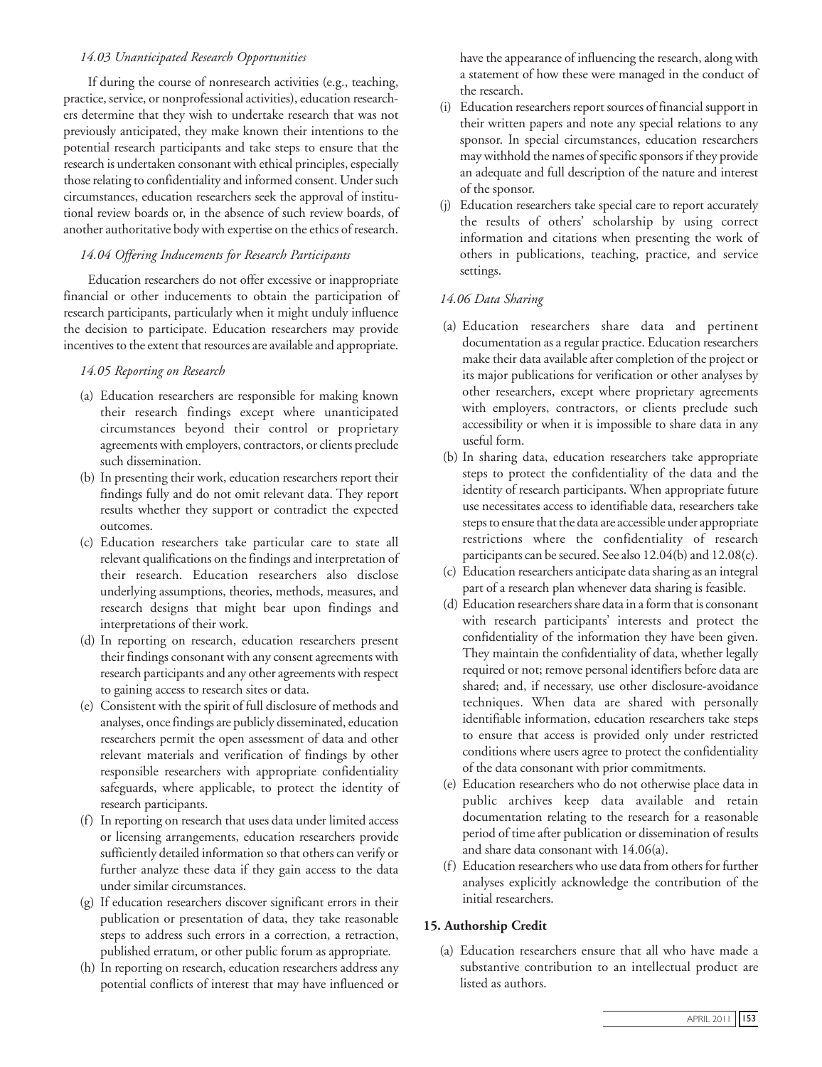*14.03 Unanticipated Research Opportunities*

If during the course of nonresearch activities (e.g., teaching, practice, service, or nonprofessional activities), education researchers determine that they wish to undertake research that was not previously anticipated, they make known their intentions to the potential research participants and take steps to ensure that the research is undertaken consonant with ethical principles, especially those relating to confidentiality and informed consent. Under such circumstances, education researchers seek the approval of institutional review boards or, in the absence of such review boards, of another authoritative body with expertise on the ethics of research.

*14.04 Offering Inducements for Research Participants*

Education researchers do not offer excessive or inappropriate financial or other inducements to obtain the participation of research participants, particularly when it might unduly influence the decision to participate. Education researchers may provide incentives to the extent that resources are available and appropriate.

*14.05 Reporting on Research*

(a) Education researchers are responsible for making known their research findings except where unanticipated circumstances beyond their control or proprietary agreements with employers, contractors, or clients preclude such dissemination.

(b) In presenting their work, education researchers report their findings fully and do not omit relevant data. They report results whether they support or contradict the expected outcomes.

(c) Education researchers take particular care to state all relevant qualifications on the findings and interpretation of their research. Education researchers also disclose underlying assumptions, theories, methods, measures, and research designs that might bear upon findings and interpretations of their work.

(d) In reporting on research, education researchers present their findings consonant with any consent agreements with research participants and any other agreements with respect to gaining access to research sites or data.

(e) Consistent with the spirit of full disclosure of methods and analyses, once findings are publicly disseminated, education researchers permit the open assessment of data and other relevant materials and verification of findings by other responsible researchers with appropriate confidentiality safeguards, where applicable, to protect the identity of research participants.

(f) In reporting on research that uses data under limited access or licensing arrangements, education researchers provide sufficiently detailed information so that others can verify or further analyze these data if they gain access to the data under similar circumstances.

(g) If education researchers discover significant errors in their publication or presentation of data, they take reasonable steps to address such errors in a correction, a retraction, published erratum, or other public forum as appropriate.

(h) In reporting on research, education researchers address any potential conflicts of interest that may have influenced or have the appearance of influencing the research, along with a statement of how these were managed in the conduct of the research.

(i) Education researchers report sources of financial support in their written papers and note any special relations to any sponsor. In special circumstances, education researchers may withhold the names of specific sponsors if they provide an adequate and full description of the nature and interest of the sponsor.

(j) Education researchers take special care to report accurately the results of others' scholarship by using correct information and citations when presenting the work of others in publications, teaching, practice, and service settings.

*14.06 Data Sharing*

(a) Education researchers share data and pertinent documentation as a regular practice. Education researchers make their data available after completion of the project or its major publications for verification or other analyses by other researchers, except where proprietary agreements with employers, contractors, or clients preclude such accessibility or when it is impossible to share data in any useful form.

(b) In sharing data, education researchers take appropriate steps to protect the confidentiality of the data and the identity of research participants. When appropriate future use necessitates access to identifiable data, researchers take steps to ensure that the data are accessible under appropriate restrictions where the confidentiality of research participants can be secured. See also 12.04(b) and 12.08(c).

(c) Education researchers anticipate data sharing as an integral part of a research plan whenever data sharing is feasible.

(d) Education researchers share data in a form that is consonant with research participants' interests and protect the confidentiality of the information they have been given. They maintain the confidentiality of data, whether legally required or not; remove personal identifiers before data are shared; and, if necessary, use other disclosure-avoidance techniques. When data are shared with personally identifiable information, education researchers take steps to ensure that access is provided only under restricted conditions where users agree to protect the confidentiality of the data consonant with prior commitments.

(e) Education researchers who do not otherwise place data in public archives keep data available and retain documentation relating to the research for a reasonable period of time after publication or dissemination of results and share data consonant with 14.06(a).

(f) Education researchers who use data from others for further analyses explicitly acknowledge the contribution of the initial researchers.

**15. Authorship Credit**

(a) Education researchers ensure that all who have made a substantive contribution to an intellectual product are listed as authors.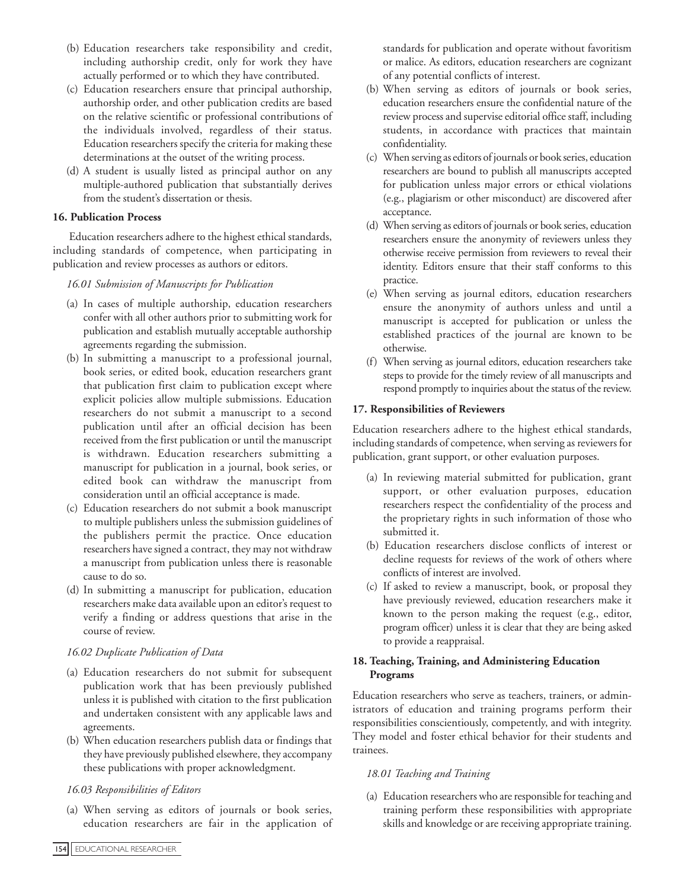(b) Education researchers take responsibility and credit, including authorship credit, only for work they have actually performed or to which they have contributed.

(c) Education researchers ensure that principal authorship, authorship order, and other publication credits are based on the relative scientific or professional contributions of the individuals involved, regardless of their status. Education researchers specify the criteria for making these determinations at the outset of the writing process.

(d) A student is usually listed as principal author on any multiple-authored publication that substantially derives from the student's dissertation or thesis.

**16. Publication Process**

Education researchers adhere to the highest ethical standards, including standards of competence, when participating in publication and review processes as authors or editors.

*16.01 Submission of Manuscripts for Publication*

(a) In cases of multiple authorship, education researchers confer with all other authors prior to submitting work for publication and establish mutually acceptable authorship agreements regarding the submission.

(b) In submitting a manuscript to a professional journal, book series, or edited book, education researchers grant that publication first claim to publication except where explicit policies allow multiple submissions. Education researchers do not submit a manuscript to a second publication until after an official decision has been received from the first publication or until the manuscript is withdrawn. Education researchers submitting a manuscript for publication in a journal, book series, or edited book can withdraw the manuscript from consideration until an official acceptance is made.

(c) Education researchers do not submit a book manuscript to multiple publishers unless the submission guidelines of the publishers permit the practice. Once education researchers have signed a contract, they may not withdraw a manuscript from publication unless there is reasonable cause to do so.

(d) In submitting a manuscript for publication, education researchers make data available upon an editor's request to verify a finding or address questions that arise in the course of review.

*16.02 Duplicate Publication of Data*

(a) Education researchers do not submit for subsequent publication work that has been previously published unless it is published with citation to the first publication and undertaken consistent with any applicable laws and agreements.

(b) When education researchers publish data or findings that they have previously published elsewhere, they accompany these publications with proper acknowledgment.

*16.03 Responsibilities of Editors*

(a) When serving as editors of journals or book series, education researchers are fair in the application of standards for publication and operate without favoritism or malice. As editors, education researchers are cognizant of any potential conflicts of interest.

(b) When serving as editors of journals or book series, education researchers ensure the confidential nature of the review process and supervise editorial office staff, including students, in accordance with practices that maintain confidentiality.

(c) When serving as editors of journals or book series, education researchers are bound to publish all manuscripts accepted for publication unless major errors or ethical violations (e.g., plagiarism or other misconduct) are discovered after acceptance.

(d) When serving as editors of journals or book series, education researchers ensure the anonymity of reviewers unless they otherwise receive permission from reviewers to reveal their identity. Editors ensure that their staff conforms to this practice.

(e) When serving as journal editors, education researchers ensure the anonymity of authors unless and until a manuscript is accepted for publication or unless the established practices of the journal are known to be otherwise.

(f) When serving as journal editors, education researchers take steps to provide for the timely review of all manuscripts and respond promptly to inquiries about the status of the review.

**17. Responsibilities of Reviewers**

Education researchers adhere to the highest ethical standards, including standards of competence, when serving as reviewers for publication, grant support, or other evaluation purposes.

(a) In reviewing material submitted for publication, grant support, or other evaluation purposes, education researchers respect the confidentiality of the process and the proprietary rights in such information of those who submitted it.

(b) Education researchers disclose conflicts of interest or decline requests for reviews of the work of others where conflicts of interest are involved.

(c) If asked to review a manuscript, book, or proposal they have previously reviewed, education researchers make it known to the person making the request (e.g., editor, program officer) unless it is clear that they are being asked to provide a reappraisal.

**18. Teaching, Training, and Administering Education Programs**

Education researchers who serve as teachers, trainers, or administrators of education and training programs perform their responsibilities conscientiously, competently, and with integrity. They model and foster ethical behavior for their students and trainees.

*18.01 Teaching and Training*

(a) Education researchers who are responsible for teaching and training perform these responsibilities with appropriate skills and knowledge or are receiving appropriate training.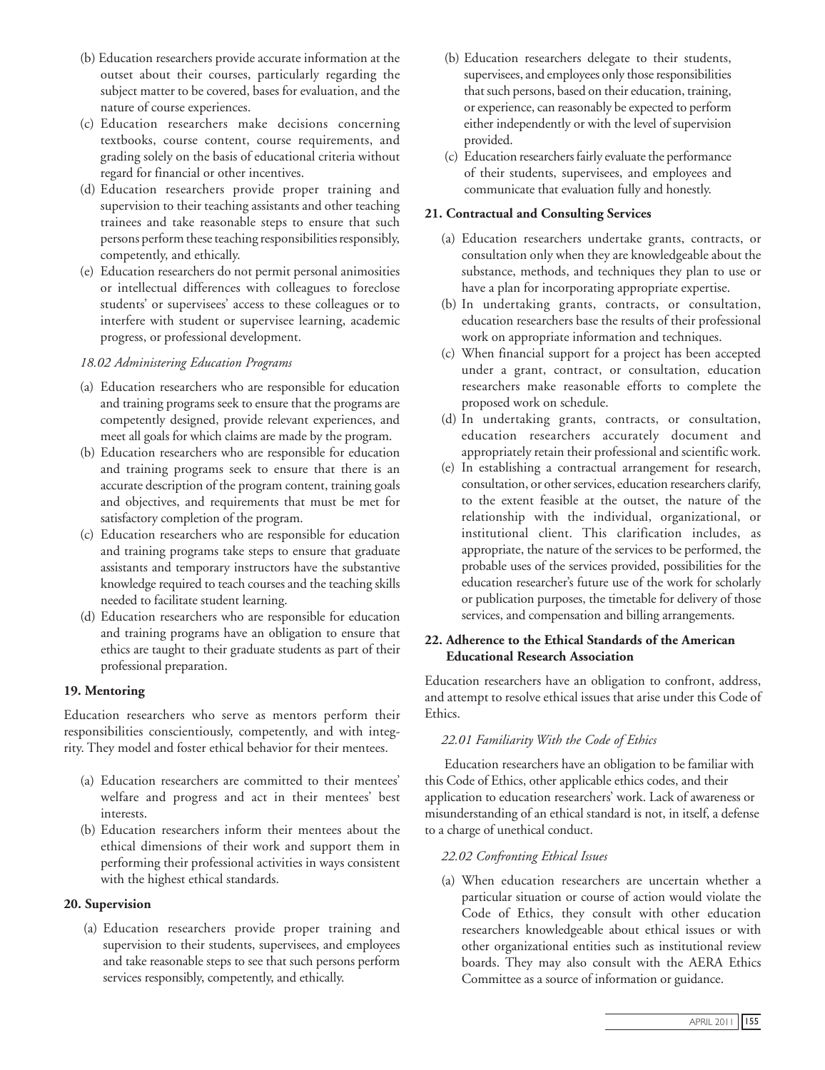(b) Education researchers provide accurate information at the outset about their courses, particularly regarding the subject matter to be covered, bases for evaluation, and the nature of course experiences.

(c) Education researchers make decisions concerning textbooks, course content, course requirements, and grading solely on the basis of educational criteria without regard for financial or other incentives.

(d) Education researchers provide proper training and supervision to their teaching assistants and other teaching trainees and take reasonable steps to ensure that such persons perform these teaching responsibilities responsibly, competently, and ethically.

(e) Education researchers do not permit personal animosities or intellectual differences with colleagues to foreclose students' or supervisees' access to these colleagues or to interfere with student or supervisee learning, academic progress, or professional development.

*18.02 Administering Education Programs*

(a) Education researchers who are responsible for education and training programs seek to ensure that the programs are competently designed, provide relevant experiences, and meet all goals for which claims are made by the program.

(b) Education researchers who are responsible for education and training programs seek to ensure that there is an accurate description of the program content, training goals and objectives, and requirements that must be met for satisfactory completion of the program.

(c) Education researchers who are responsible for education and training programs take steps to ensure that graduate assistants and temporary instructors have the substantive knowledge required to teach courses and the teaching skills needed to facilitate student learning.

(d) Education researchers who are responsible for education and training programs have an obligation to ensure that ethics are taught to their graduate students as part of their professional preparation.

**19. Mentoring**

Education researchers who serve as mentors perform their responsibilities conscientiously, competently, and with integrity. They model and foster ethical behavior for their mentees.

(a) Education researchers are committed to their mentees' welfare and progress and act in their mentees' best interests.

(b) Education researchers inform their mentees about the ethical dimensions of their work and support them in performing their professional activities in ways consistent with the highest ethical standards.

**20. Supervision**

(a) Education researchers provide proper training and supervision to their students, supervisees, and employees and take reasonable steps to see that such persons perform services responsibly, competently, and ethically.

(b) Education researchers delegate to their students, supervisees, and employees only those responsibilities that such persons, based on their education, training, or experience, can reasonably be expected to perform either independently or with the level of supervision provided.

(c) Education researchers fairly evaluate the performance of their students, supervisees, and employees and communicate that evaluation fully and honestly.

**21. Contractual and Consulting Services**

(a) Education researchers undertake grants, contracts, or consultation only when they are knowledgeable about the substance, methods, and techniques they plan to use or have a plan for incorporating appropriate expertise.

(b) In undertaking grants, contracts, or consultation, education researchers base the results of their professional work on appropriate information and techniques.

(c) When financial support for a project has been accepted under a grant, contract, or consultation, education researchers make reasonable efforts to complete the proposed work on schedule.

(d) In undertaking grants, contracts, or consultation, education researchers accurately document and appropriately retain their professional and scientific work.

(e) In establishing a contractual arrangement for research, consultation, or other services, education researchers clarify, to the extent feasible at the outset, the nature of the relationship with the individual, organizational, or institutional client. This clarification includes, as appropriate, the nature of the services to be performed, the probable uses of the services provided, possibilities for the education researcher's future use of the work for scholarly or publication purposes, the timetable for delivery of those services, and compensation and billing arrangements.

**22. Adherence to the Ethical Standards of the American Educational Research Association**

Education researchers have an obligation to confront, address, and attempt to resolve ethical issues that arise under this Code of Ethics.

*22.01 Familiarity With the Code of Ethics*

Education researchers have an obligation to be familiar with this Code of Ethics, other applicable ethics codes, and their application to education researchers' work. Lack of awareness or misunderstanding of an ethical standard is not, in itself, a defense to a charge of unethical conduct.

*22.02 Confronting Ethical Issues*

(a) When education researchers are uncertain whether a particular situation or course of action would violate the Code of Ethics, they consult with other education researchers knowledgeable about ethical issues or with other organizational entities such as institutional review boards. They may also consult with the AERA Ethics Committee as a source of information or guidance.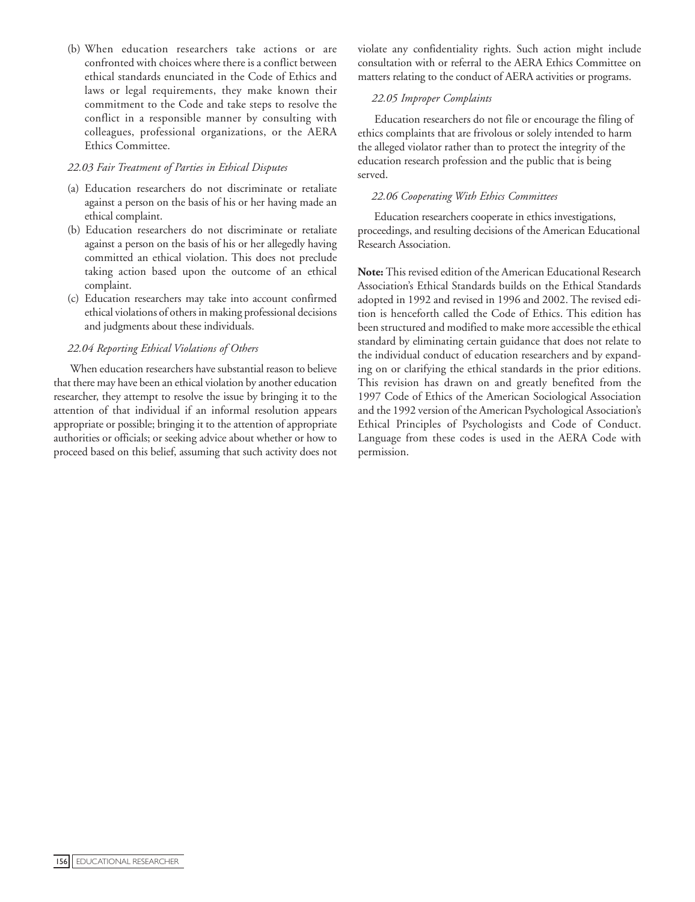(b) When education researchers take actions or are confronted with choices where there is a conflict between ethical standards enunciated in the Code of Ethics and laws or legal requirements, they make known their commitment to the Code and take steps to resolve the conflict in a responsible manner by consulting with colleagues, professional organizations, or the AERA Ethics Committee.

*22.03 Fair Treatment of Parties in Ethical Disputes*

(a) Education researchers do not discriminate or retaliate against a person on the basis of his or her having made an ethical complaint.

(b) Education researchers do not discriminate or retaliate against a person on the basis of his or her allegedly having committed an ethical violation. This does not preclude taking action based upon the outcome of an ethical complaint.

(c) Education researchers may take into account confirmed ethical violations of others in making professional decisions and judgments about these individuals.

*22.04 Reporting Ethical Violations of Others*

When education researchers have substantial reason to believe that there may have been an ethical violation by another education researcher, they attempt to resolve the issue by bringing it to the attention of that individual if an informal resolution appears appropriate or possible; bringing it to the attention of appropriate authorities or officials; or seeking advice about whether or how to proceed based on this belief, assuming that such activity does not violate any confidentiality rights. Such action might include consultation with or referral to the AERA Ethics Committee on matters relating to the conduct of AERA activities or programs.

*22.05 Improper Complaints*

Education researchers do not file or encourage the filing of ethics complaints that are frivolous or solely intended to harm the alleged violator rather than to protect the integrity of the education research profession and the public that is being served.

*22.06 Cooperating With Ethics Committees*

Education researchers cooperate in ethics investigations, proceedings, and resulting decisions of the American Educational Research Association.

**Note:** This revised edition of the American Educational Research Association's Ethical Standards builds on the Ethical Standards adopted in 1992 and revised in 1996 and 2002. The revised edition is henceforth called the Code of Ethics. This edition has been structured and modified to make more accessible the ethical standard by eliminating certain guidance that does not relate to the individual conduct of education researchers and by expanding on or clarifying the ethical standards in the prior editions. This revision has drawn on and greatly benefited from the 1997 Code of Ethics of the American Sociological Association and the 1992 version of the American Psychological Association's Ethical Principles of Psychologists and Code of Conduct. Language from these codes is used in the AERA Code with permission.